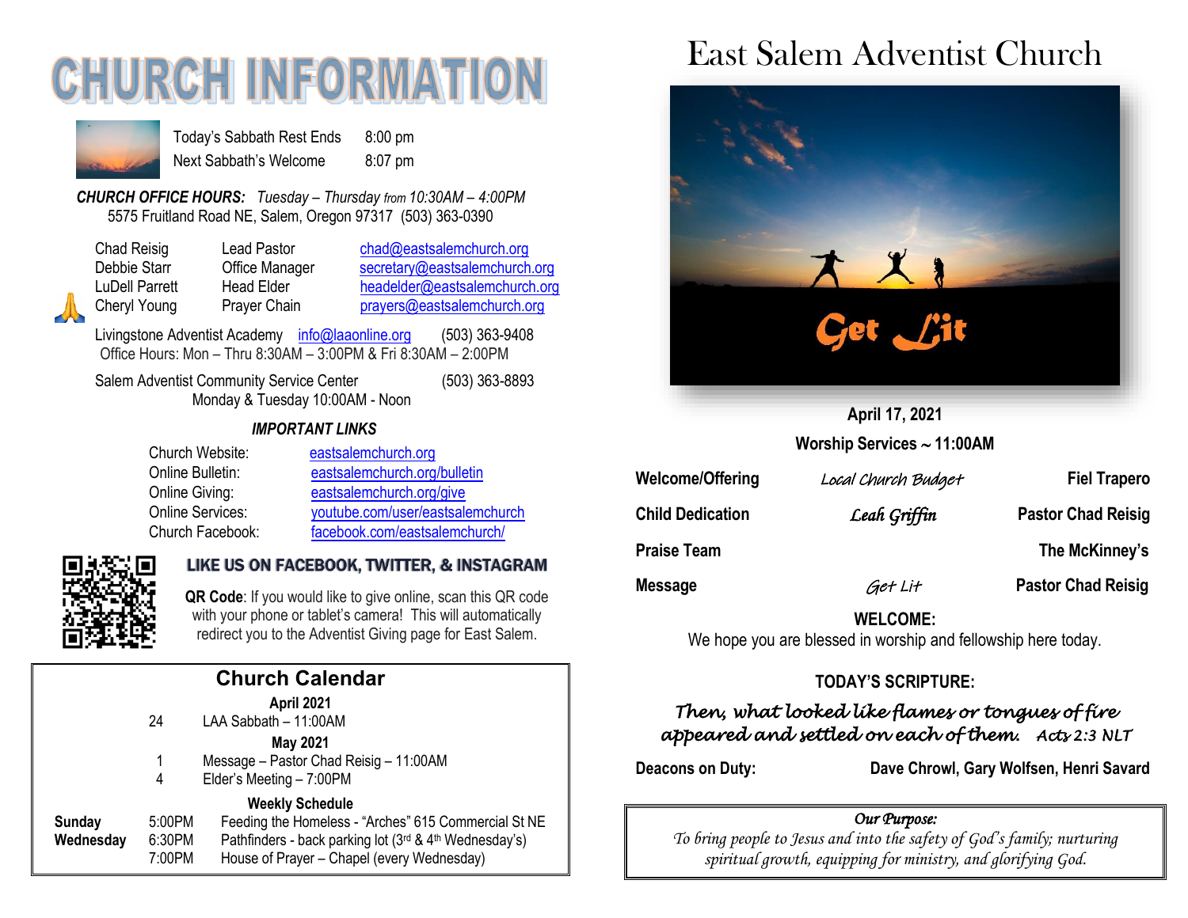# CHURCH INFORMATION

| | |
|---|---|
| Today's Sabbath Rest Ends | 8:00 pm |
| Next Sabbath's Welcome | 8:07 pm |

***CHURCH OFFICE HOURS:*** *Tuesday – Thursday from 10:30AM – 4:00PM*
5575 Fruitland Road NE, Salem, Oregon 97317 (503) 363-0390

| | | |
|---|---|---|
| Chad Reisig | Lead Pastor | chad@eastsalemchurch.org |
| Debbie Starr | Office Manager | secretary@eastsalemchurch.org |
| LuDell Parrett | Head Elder | headelder@eastsalemchurch.org |
| Cheryl Young | Prayer Chain | prayers@eastsalemchurch.org |

Livingstone Adventist Academy info@laaonline.org (503) 363-9408
Office Hours: Mon – Thru 8:30AM – 3:00PM & Fri 8:30AM – 2:00PM

Salem Adventist Community Service Center (503) 363-8893
Monday & Tuesday 10:00AM - Noon

***IMPORTANT LINKS***

| | |
|---|---|
| Church Website: | eastsalemchurch.org |
| Online Bulletin: | eastsalemchurch.org/bulletin |
| Online Giving: | eastsalemchurch.org/give |
| Online Services: | youtube.com/user/eastsalemchurch |
| Church Facebook: | facebook.com/eastsalemchurch/ |

**LIKE US ON FACEBOOK, TWITTER, & INSTAGRAM**

**QR Code**: If you would like to give online, scan this QR code with your phone or tablet's camera! This will automatically redirect you to the Adventist Giving page for East Salem.

## Church Calendar

**April 2021**

24 LAA Sabbath – 11:00AM

**May 2021**

1 Message – Pastor Chad Reisig – 11:00AM
4 Elder's Meeting – 7:00PM

**Weekly Schedule**

| | | |
|---|---|---|
| **Sunday** | 5:00PM | Feeding the Homeless - "Arches" 615 Commercial St NE |
| **Wednesday** | 6:30PM | Pathfinders - back parking lot (3rd & 4th Wednesday's) |
| | 7:00PM | House of Prayer – Chapel (every Wednesday) |

# East Salem Adventist Church

Get Lit

**April 17, 2021**

**Worship Services ~ 11:00AM**

| | | |
|---|---|---|
| **Welcome/Offering** | *Local Church Budget* | **Fiel Trapero** |
| **Child Dedication** | *Leah Griffin* | **Pastor Chad Reisig** |
| **Praise Team** | | **The McKinney's** |
| **Message** | *Get Lit* | **Pastor Chad Reisig** |

**WELCOME:**
We hope you are blessed in worship and fellowship here today.

**TODAY'S SCRIPTURE:**

*Then, what looked like flames or tongues of fire appeared and settled on each of them.* *Acts 2:3 NLT*

**Deacons on Duty:** **Dave Chrowl, Gary Wolfsen, Henri Savard**

*Our Purpose:*
*To bring people to Jesus and into the safety of God's family; nurturing spiritual growth, equipping for ministry, and glorifying God.*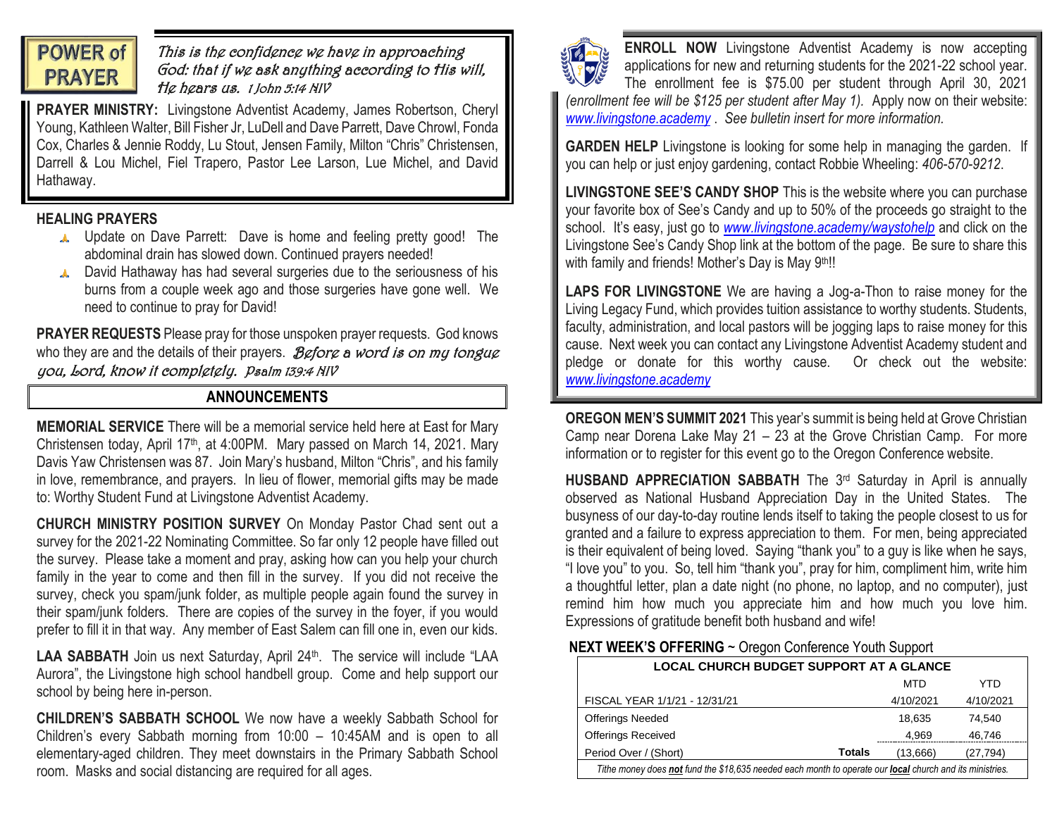**POWER of PRAYER**

*This is the confidence we have in approaching God: that if we ask anything according to His will, He hears us. 1 John 5:14 NIV*

**PRAYER MINISTRY:** Livingstone Adventist Academy, James Robertson, Cheryl Young, Kathleen Walter, Bill Fisher Jr, LuDell and Dave Parrett, Dave Chrowl, Fonda Cox, Charles & Jennie Roddy, Lu Stout, Jensen Family, Milton "Chris" Christensen, Darrell & Lou Michel, Fiel Trapero, Pastor Lee Larson, Lue Michel, and David Hathaway.

**HEALING PRAYERS**

- Update on Dave Parrett: Dave is home and feeling pretty good! The abdominal drain has slowed down. Continued prayers needed!
- David Hathaway has had several surgeries due to the seriousness of his burns from a couple week ago and those surgeries have gone well. We need to continue to pray for David!

**PRAYER REQUESTS** Please pray for those unspoken prayer requests. God knows who they are and the details of their prayers. *Before a word is on my tongue you, Lord, know it completely. Psalm 139:4 NIV*

## ANNOUNCEMENTS

**MEMORIAL SERVICE** There will be a memorial service held here at East for Mary Christensen today, April 17th, at 4:00PM. Mary passed on March 14, 2021. Mary Davis Yaw Christensen was 87. Join Mary's husband, Milton "Chris", and his family in love, remembrance, and prayers. In lieu of flower, memorial gifts may be made to: Worthy Student Fund at Livingstone Adventist Academy.

**CHURCH MINISTRY POSITION SURVEY** On Monday Pastor Chad sent out a survey for the 2021-22 Nominating Committee. So far only 12 people have filled out the survey. Please take a moment and pray, asking how can you help your church family in the year to come and then fill in the survey. If you did not receive the survey, check you spam/junk folder, as multiple people again found the survey in their spam/junk folders. There are copies of the survey in the foyer, if you would prefer to fill it in that way. Any member of East Salem can fill one in, even our kids.

**LAA SABBATH** Join us next Saturday, April 24th. The service will include "LAA Aurora", the Livingstone high school handbell group. Come and help support our school by being here in-person.

**CHILDREN'S SABBATH SCHOOL** We now have a weekly Sabbath School for Children's every Sabbath morning from 10:00 – 10:45AM and is open to all elementary-aged children. They meet downstairs in the Primary Sabbath School room. Masks and social distancing are required for all ages.

**ENROLL NOW** Livingstone Adventist Academy is now accepting applications for new and returning students for the 2021-22 school year. The enrollment fee is $75.00 per student through April 30, 2021 *(enrollment fee will be $125 per student after May 1).* Apply now on their website: *www.livingstone.academy* . *See bulletin insert for more information.*

**GARDEN HELP** Livingstone is looking for some help in managing the garden. If you can help or just enjoy gardening, contact Robbie Wheeling: *406-570-9212*.

**LIVINGSTONE SEE'S CANDY SHOP** This is the website where you can purchase your favorite box of See's Candy and up to 50% of the proceeds go straight to the school. It's easy, just go to *www.livingstone.academy/waystohelp* and click on the Livingstone See's Candy Shop link at the bottom of the page. Be sure to share this with family and friends! Mother's Day is May 9th!!

**LAPS FOR LIVINGSTONE** We are having a Jog-a-Thon to raise money for the Living Legacy Fund, which provides tuition assistance to worthy students. Students, faculty, administration, and local pastors will be jogging laps to raise money for this cause. Next week you can contact any Livingstone Adventist Academy student and pledge or donate for this worthy cause. Or check out the website: *www.livingstone.academy*

**OREGON MEN'S SUMMIT 2021** This year's summit is being held at Grove Christian Camp near Dorena Lake May 21 – 23 at the Grove Christian Camp. For more information or to register for this event go to the Oregon Conference website.

**HUSBAND APPRECIATION SABBATH** The 3rd Saturday in April is annually observed as National Husband Appreciation Day in the United States. The busyness of our day-to-day routine lends itself to taking the people closest to us for granted and a failure to express appreciation to them. For men, being appreciated is their equivalent of being loved. Saying "thank you" to a guy is like when he says, "I love you" to you. So, tell him "thank you", pray for him, compliment him, write him a thoughtful letter, plan a date night (no phone, no laptop, and no computer), just remind him how much you appreciate him and how much you love him. Expressions of gratitude benefit both husband and wife!

**NEXT WEEK'S OFFERING** ~ Oregon Conference Youth Support

**LOCAL CHURCH BUDGET SUPPORT AT A GLANCE**

| | | MTD | YTD |
|---|---|---|---|
| FISCAL YEAR 1/1/21 - 12/31/21 | | 4/10/2021 | 4/10/2021 |
| Offerings Needed | | 18,635 | 74,540 |
| Offerings Received | | 4,969 | 46,746 |
| Period Over / (Short) | **Totals** | (13,666) | (27,794) |

*Tithe money does **not** fund the $18,635 needed each month to operate our **local** church and its ministries.*